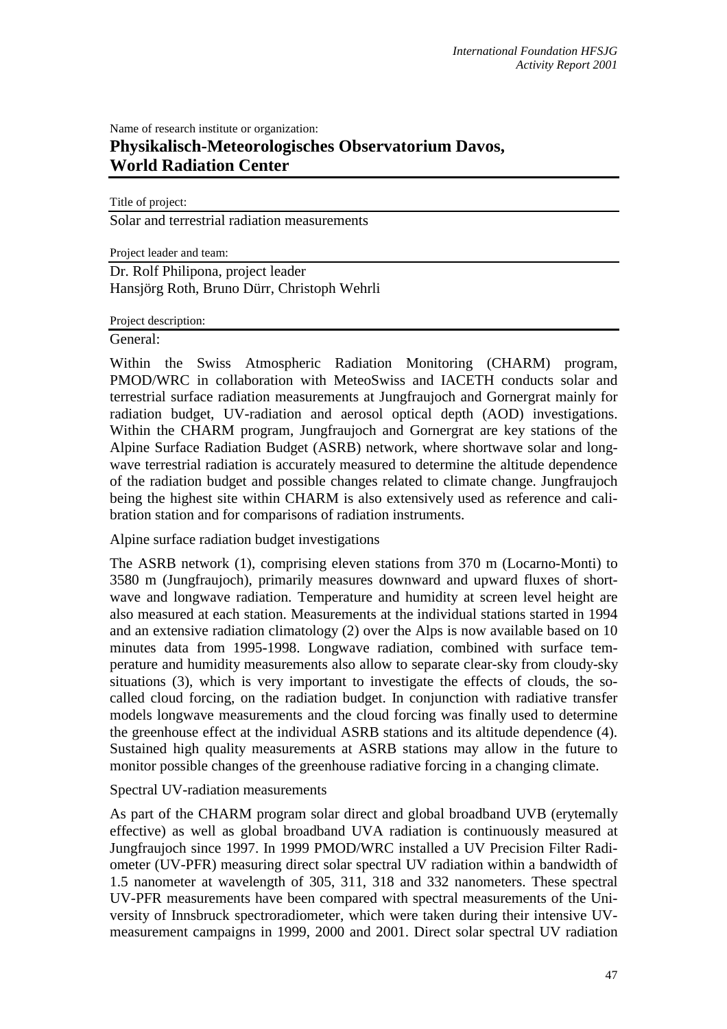Name of research institute or organization:

# Physikalisch-Meteorologisches Observatorium Davos, World Radiation Center

Title of project:

Solar and terrestrial radiation measurements

Project leader and team:

Dr. Rolf Philipona, project leader
Hansjörg Roth, Bruno Dürr, Christoph Wehrli

Project description:

General:

Within the Swiss Atmospheric Radiation Monitoring (CHARM) program, PMOD/WRC in collaboration with MeteoSwiss and IACETH conducts solar and terrestrial surface radiation measurements at Jungfraujoch and Gornergrat mainly for radiation budget, UV-radiation and aerosol optical depth (AOD) investigations. Within the CHARM program, Jungfraujoch and Gornergrat are key stations of the Alpine Surface Radiation Budget (ASRB) network, where shortwave solar and longwave terrestrial radiation is accurately measured to determine the altitude dependence of the radiation budget and possible changes related to climate change. Jungfraujoch being the highest site within CHARM is also extensively used as reference and calibration station and for comparisons of radiation instruments.

Alpine surface radiation budget investigations

The ASRB network (1), comprising eleven stations from 370 m (Locarno-Monti) to 3580 m (Jungfraujoch), primarily measures downward and upward fluxes of shortwave and longwave radiation. Temperature and humidity at screen level height are also measured at each station. Measurements at the individual stations started in 1994 and an extensive radiation climatology (2) over the Alps is now available based on 10 minutes data from 1995-1998. Longwave radiation, combined with surface temperature and humidity measurements also allow to separate clear-sky from cloudy-sky situations (3), which is very important to investigate the effects of clouds, the so-called cloud forcing, on the radiation budget. In conjunction with radiative transfer models longwave measurements and the cloud forcing was finally used to determine the greenhouse effect at the individual ASRB stations and its altitude dependence (4). Sustained high quality measurements at ASRB stations may allow in the future to monitor possible changes of the greenhouse radiative forcing in a changing climate.

Spectral UV-radiation measurements

As part of the CHARM program solar direct and global broadband UVB (erytemally effective) as well as global broadband UVA radiation is continuously measured at Jungfraujoch since 1997. In 1999 PMOD/WRC installed a UV Precision Filter Radiometer (UV-PFR) measuring direct solar spectral UV radiation within a bandwidth of 1.5 nanometer at wavelength of 305, 311, 318 and 332 nanometers. These spectral UV-PFR measurements have been compared with spectral measurements of the University of Innsbruck spectroradiometer, which were taken during their intensive UV-measurement campaigns in 1999, 2000 and 2001. Direct solar spectral UV radiation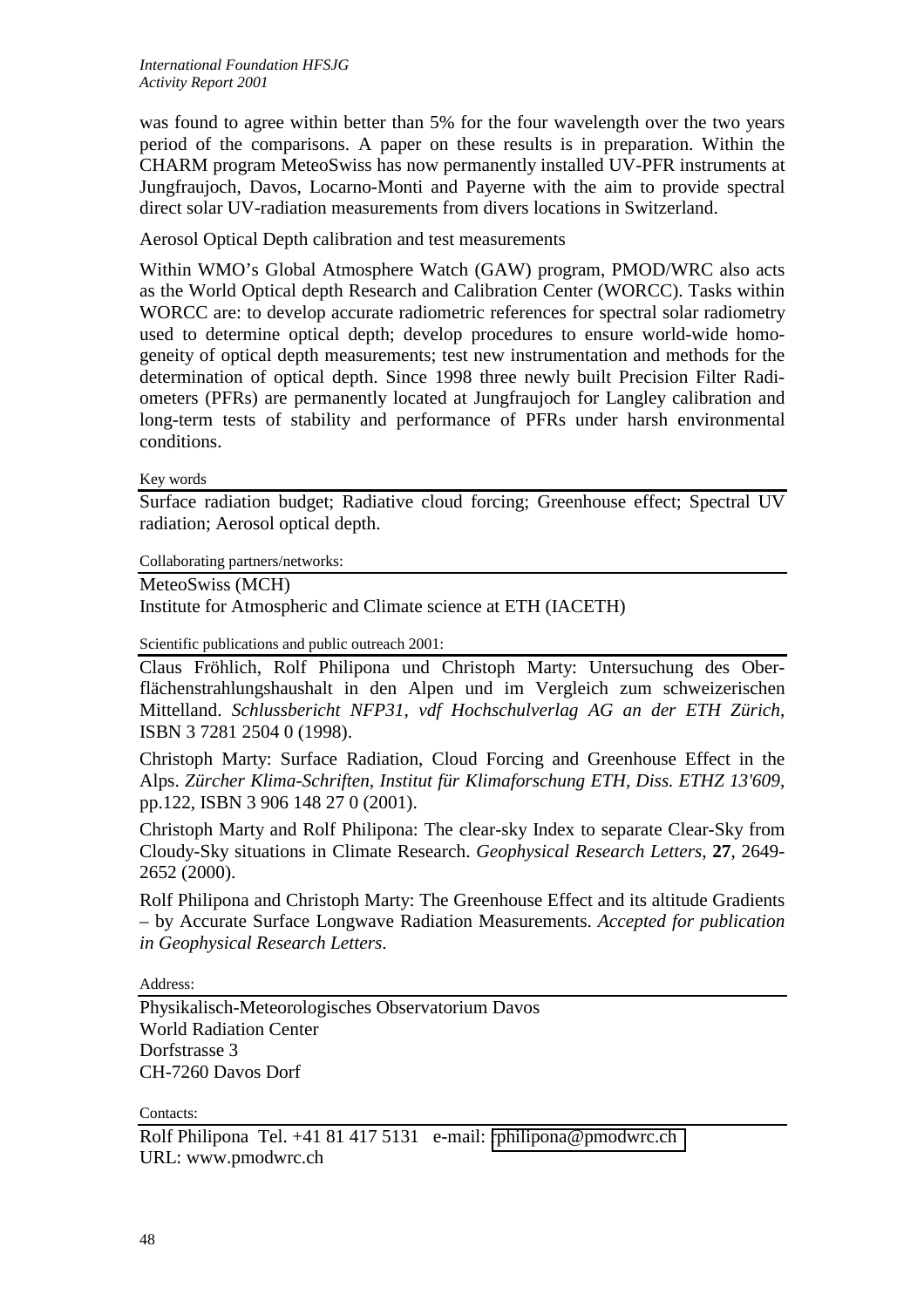was found to agree within better than 5% for the four wavelength over the two years period of the comparisons. A paper on these results is in preparation. Within the CHARM program MeteoSwiss has now permanently installed UV-PFR instruments at Jungfraujoch, Davos, Locarno-Monti and Payerne with the aim to provide spectral direct solar UV-radiation measurements from divers locations in Switzerland.

Aerosol Optical Depth calibration and test measurements

Within WMO's Global Atmosphere Watch (GAW) program, PMOD/WRC also acts as the World Optical depth Research and Calibration Center (WORCC). Tasks within WORCC are: to develop accurate radiometric references for spectral solar radiometry used to determine optical depth; develop procedures to ensure world-wide homogeneity of optical depth measurements; test new instrumentation and methods for the determination of optical depth. Since 1998 three newly built Precision Filter Radiometers (PFRs) are permanently located at Jungfraujoch for Langley calibration and long-term tests of stability and performance of PFRs under harsh environmental conditions.

Key words

Surface radiation budget; Radiative cloud forcing; Greenhouse effect; Spectral UV radiation; Aerosol optical depth.

Collaborating partners/networks:

MeteoSwiss (MCH)
Institute for Atmospheric and Climate science at ETH (IACETH)

Scientific publications and public outreach 2001:

Claus Fröhlich, Rolf Philipona und Christoph Marty: Untersuchung des Oberflächenstrahlungshaushalt in den Alpen und im Vergleich zum schweizerischen Mittelland. *Schlussbericht NFP31, vdf Hochschulverlag AG an der ETH Zürich*, ISBN 3 7281 2504 0 (1998).

Christoph Marty: Surface Radiation, Cloud Forcing and Greenhouse Effect in the Alps. *Zürcher Klima-Schriften, Institut für Klimaforschung ETH, Diss. ETHZ 13'609*, pp.122, ISBN 3 906 148 27 0 (2001).

Christoph Marty and Rolf Philipona: The clear-sky Index to separate Clear-Sky from Cloudy-Sky situations in Climate Research. *Geophysical Research Letters*, **27**, 2649-2652 (2000).

Rolf Philipona and Christoph Marty: The Greenhouse Effect and its altitude Gradients – by Accurate Surface Longwave Radiation Measurements. *Accepted for publication in Geophysical Research Letters*.

Address:

Physikalisch-Meteorologisches Observatorium Davos
World Radiation Center
Dorfstrasse 3
CH-7260 Davos Dorf

Contacts:

Rolf Philipona Tel. +41 81 417 5131 e-mail: rphilipona@pmodwrc.ch
URL: www.pmodwrc.ch